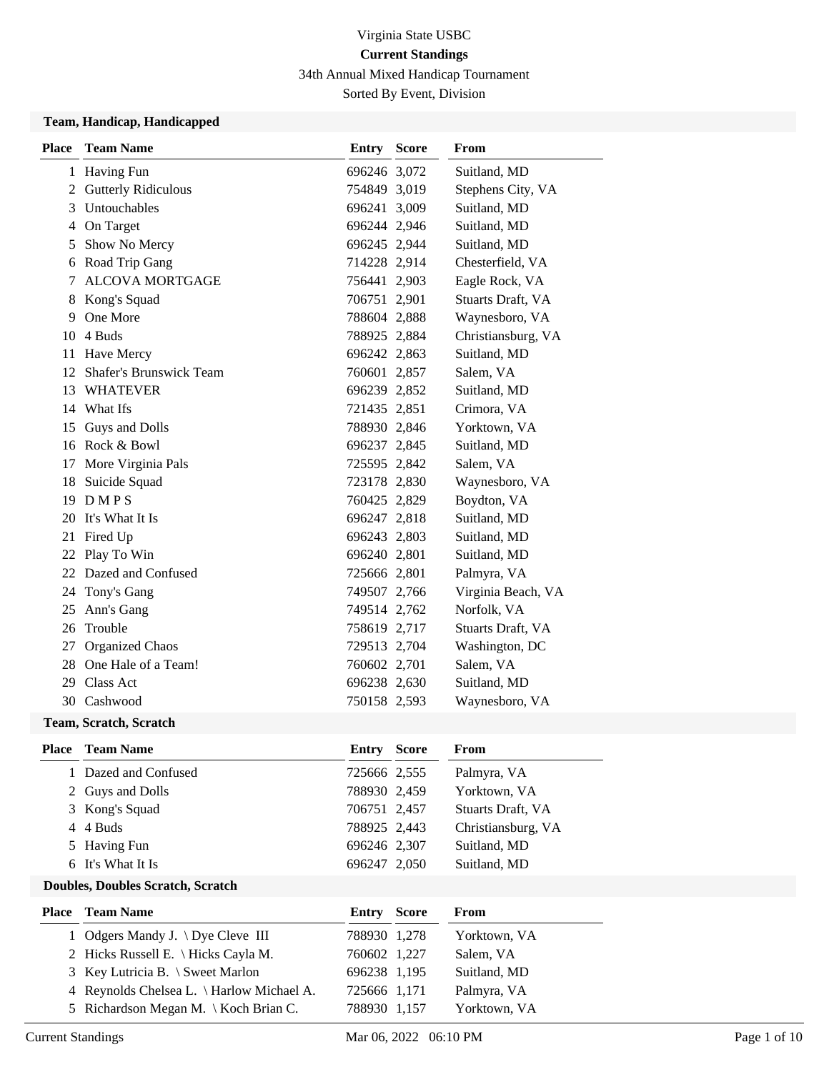Virginia State USBC

**Current Standings**

34th Annual Mixed Handicap Tournament

Sorted By Event, Division

## Team, Handicap, Handicapped

| Place | Team Name | Entry | Score | From |
|---|---|---|---|---|
| 1 | Having Fun | 696246 | 3,072 | Suitland, MD |
| 2 | Gutterly Ridiculous | 754849 | 3,019 | Stephens City, VA |
| 3 | Untouchables | 696241 | 3,009 | Suitland, MD |
| 4 | On Target | 696244 | 2,946 | Suitland, MD |
| 5 | Show No Mercy | 696245 | 2,944 | Suitland, MD |
| 6 | Road Trip Gang | 714228 | 2,914 | Chesterfield, VA |
| 7 | ALCOVA MORTGAGE | 756441 | 2,903 | Eagle Rock, VA |
| 8 | Kong's Squad | 706751 | 2,901 | Stuarts Draft, VA |
| 9 | One More | 788604 | 2,888 | Waynesboro, VA |
| 10 | 4 Buds | 788925 | 2,884 | Christiansburg, VA |
| 11 | Have Mercy | 696242 | 2,863 | Suitland, MD |
| 12 | Shafer's Brunswick Team | 760601 | 2,857 | Salem, VA |
| 13 | WHATEVER | 696239 | 2,852 | Suitland, MD |
| 14 | What Ifs | 721435 | 2,851 | Crimora, VA |
| 15 | Guys and Dolls | 788930 | 2,846 | Yorktown, VA |
| 16 | Rock & Bowl | 696237 | 2,845 | Suitland, MD |
| 17 | More Virginia Pals | 725595 | 2,842 | Salem, VA |
| 18 | Suicide Squad | 723178 | 2,830 | Waynesboro, VA |
| 19 | D M P S | 760425 | 2,829 | Boydton, VA |
| 20 | It's What It Is | 696247 | 2,818 | Suitland, MD |
| 21 | Fired Up | 696243 | 2,803 | Suitland, MD |
| 22 | Play To Win | 696240 | 2,801 | Suitland, MD |
| 22 | Dazed and Confused | 725666 | 2,801 | Palmyra, VA |
| 24 | Tony's Gang | 749507 | 2,766 | Virginia Beach, VA |
| 25 | Ann's Gang | 749514 | 2,762 | Norfolk, VA |
| 26 | Trouble | 758619 | 2,717 | Stuarts Draft, VA |
| 27 | Organized Chaos | 729513 | 2,704 | Washington, DC |
| 28 | One Hale of a Team! | 760602 | 2,701 | Salem, VA |
| 29 | Class Act | 696238 | 2,630 | Suitland, MD |
| 30 | Cashwood | 750158 | 2,593 | Waynesboro, VA |

## Team, Scratch, Scratch

| Place | Team Name | Entry | Score | From |
|---|---|---|---|---|
| 1 | Dazed and Confused | 725666 | 2,555 | Palmyra, VA |
| 2 | Guys and Dolls | 788930 | 2,459 | Yorktown, VA |
| 3 | Kong's Squad | 706751 | 2,457 | Stuarts Draft, VA |
| 4 | 4 Buds | 788925 | 2,443 | Christiansburg, VA |
| 5 | Having Fun | 696246 | 2,307 | Suitland, MD |
| 6 | It's What It Is | 696247 | 2,050 | Suitland, MD |

## Doubles, Doubles Scratch, Scratch

| Place | Team Name | Entry | Score | From |
|---|---|---|---|---|
| 1 | Odgers Mandy J. \ Dye Cleve III | 788930 | 1,278 | Yorktown, VA |
| 2 | Hicks Russell E. \ Hicks Cayla M. | 760602 | 1,227 | Salem, VA |
| 3 | Key Lutricia B. \ Sweet Marlon | 696238 | 1,195 | Suitland, MD |
| 4 | Reynolds Chelsea L. \ Harlow Michael A. | 725666 | 1,171 | Palmyra, VA |
| 5 | Richardson Megan M. \ Koch Brian C. | 788930 | 1,157 | Yorktown, VA |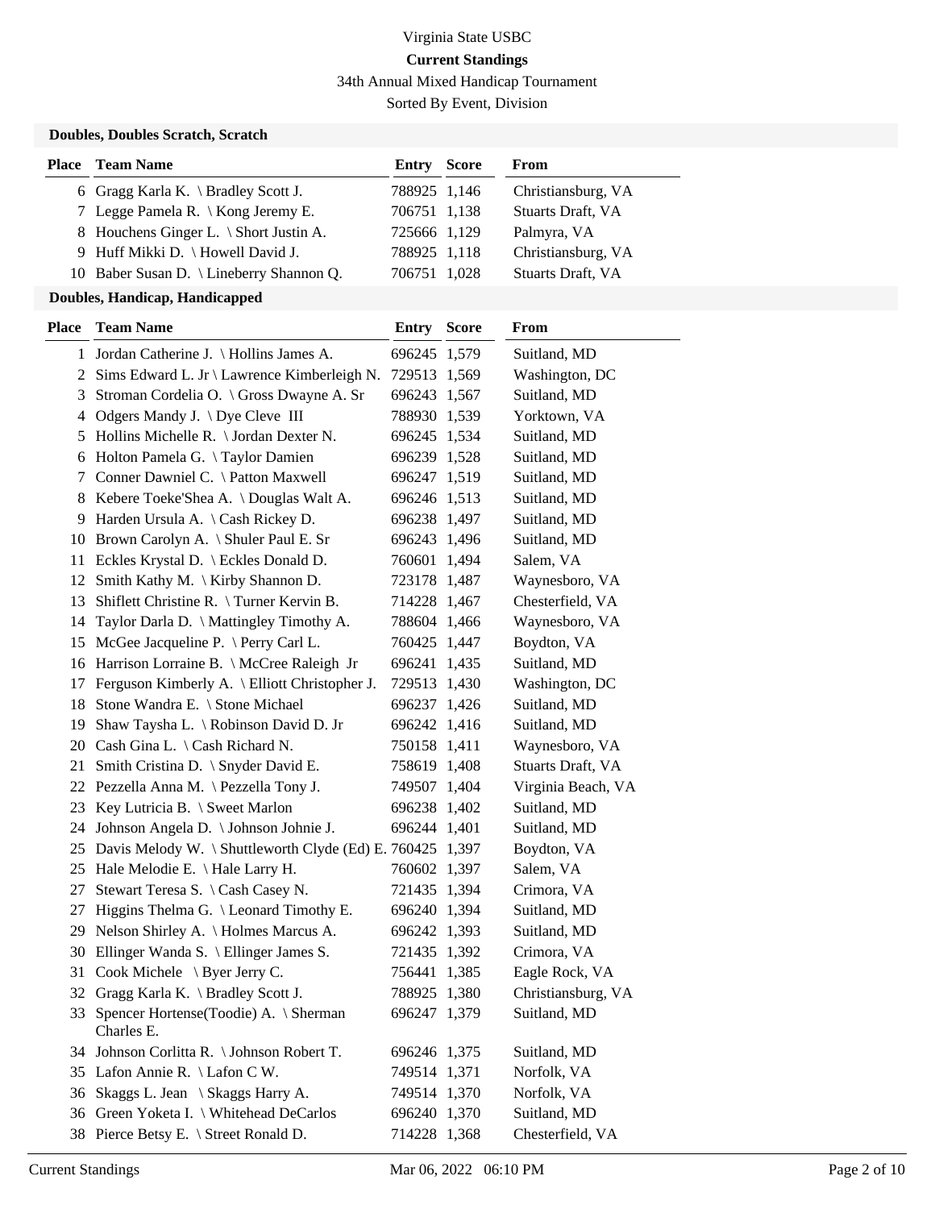Virginia State USBC

**Current Standings**

34th Annual Mixed Handicap Tournament

Sorted By Event, Division

### Doubles, Doubles Scratch, Scratch

| Place | Team Name | Entry | Score | From |
|---|---|---|---|---|
| 6 | Gragg Karla K. \ Bradley Scott J. | 788925 | 1,146 | Christiansburg, VA |
| 7 | Legge Pamela R. \ Kong Jeremy E. | 706751 | 1,138 | Stuarts Draft, VA |
| 8 | Houchens Ginger L. \ Short Justin A. | 725666 | 1,129 | Palmyra, VA |
| 9 | Huff Mikki D. \ Howell David J. | 788925 | 1,118 | Christiansburg, VA |
| 10 | Baber Susan D. \ Lineberry Shannon Q. | 706751 | 1,028 | Stuarts Draft, VA |

### Doubles, Handicap, Handicapped

| Place | Team Name | Entry | Score | From |
|---|---|---|---|---|
| 1 | Jordan Catherine J. \ Hollins James A. | 696245 | 1,579 | Suitland, MD |
| 2 | Sims Edward L. Jr \ Lawrence Kimberleigh N. | 729513 | 1,569 | Washington, DC |
| 3 | Stroman Cordelia O. \ Gross Dwayne A. Sr | 696243 | 1,567 | Suitland, MD |
| 4 | Odgers Mandy J. \ Dye Cleve III | 788930 | 1,539 | Yorktown, VA |
| 5 | Hollins Michelle R. \ Jordan Dexter N. | 696245 | 1,534 | Suitland, MD |
| 6 | Holton Pamela G. \ Taylor Damien | 696239 | 1,528 | Suitland, MD |
| 7 | Conner Dawniel C. \ Patton Maxwell | 696247 | 1,519 | Suitland, MD |
| 8 | Kebere Toeke'Shea A. \ Douglas Walt A. | 696246 | 1,513 | Suitland, MD |
| 9 | Harden Ursula A. \ Cash Rickey D. | 696238 | 1,497 | Suitland, MD |
| 10 | Brown Carolyn A. \ Shuler Paul E. Sr | 696243 | 1,496 | Suitland, MD |
| 11 | Eckles Krystal D. \ Eckles Donald D. | 760601 | 1,494 | Salem, VA |
| 12 | Smith Kathy M. \ Kirby Shannon D. | 723178 | 1,487 | Waynesboro, VA |
| 13 | Shiflett Christine R. \ Turner Kervin B. | 714228 | 1,467 | Chesterfield, VA |
| 14 | Taylor Darla D. \ Mattingley Timothy A. | 788604 | 1,466 | Waynesboro, VA |
| 15 | McGee Jacqueline P. \ Perry Carl L. | 760425 | 1,447 | Boydton, VA |
| 16 | Harrison Lorraine B. \ McCree Raleigh Jr | 696241 | 1,435 | Suitland, MD |
| 17 | Ferguson Kimberly A. \ Elliott Christopher J. | 729513 | 1,430 | Washington, DC |
| 18 | Stone Wandra E. \ Stone Michael | 696237 | 1,426 | Suitland, MD |
| 19 | Shaw Taysha L. \ Robinson David D. Jr | 696242 | 1,416 | Suitland, MD |
| 20 | Cash Gina L. \ Cash Richard N. | 750158 | 1,411 | Waynesboro, VA |
| 21 | Smith Cristina D. \ Snyder David E. | 758619 | 1,408 | Stuarts Draft, VA |
| 22 | Pezzella Anna M. \ Pezzella Tony J. | 749507 | 1,404 | Virginia Beach, VA |
| 23 | Key Lutricia B. \ Sweet Marlon | 696238 | 1,402 | Suitland, MD |
| 24 | Johnson Angela D. \ Johnson Johnie J. | 696244 | 1,401 | Suitland, MD |
| 25 | Davis Melody W. \ Shuttleworth Clyde (Ed) E. | 760425 | 1,397 | Boydton, VA |
| 25 | Hale Melodie E. \ Hale Larry H. | 760602 | 1,397 | Salem, VA |
| 27 | Stewart Teresa S. \ Cash Casey N. | 721435 | 1,394 | Crimora, VA |
| 27 | Higgins Thelma G. \ Leonard Timothy E. | 696240 | 1,394 | Suitland, MD |
| 29 | Nelson Shirley A. \ Holmes Marcus A. | 696242 | 1,393 | Suitland, MD |
| 30 | Ellinger Wanda S. \ Ellinger James S. | 721435 | 1,392 | Crimora, VA |
| 31 | Cook Michele \ Byer Jerry C. | 756441 | 1,385 | Eagle Rock, VA |
| 32 | Gragg Karla K. \ Bradley Scott J. | 788925 | 1,380 | Christiansburg, VA |
| 33 | Spencer Hortense(Toodie) A. \ Sherman Charles E. | 696247 | 1,379 | Suitland, MD |
| 34 | Johnson Corlitta R. \ Johnson Robert T. | 696246 | 1,375 | Suitland, MD |
| 35 | Lafon Annie R. \ Lafon C W. | 749514 | 1,371 | Norfolk, VA |
| 36 | Skaggs L. Jean \ Skaggs Harry A. | 749514 | 1,370 | Norfolk, VA |
| 36 | Green Yoketa I. \ Whitehead DeCarlos | 696240 | 1,370 | Suitland, MD |
| 38 | Pierce Betsy E. \ Street Ronald D. | 714228 | 1,368 | Chesterfield, VA |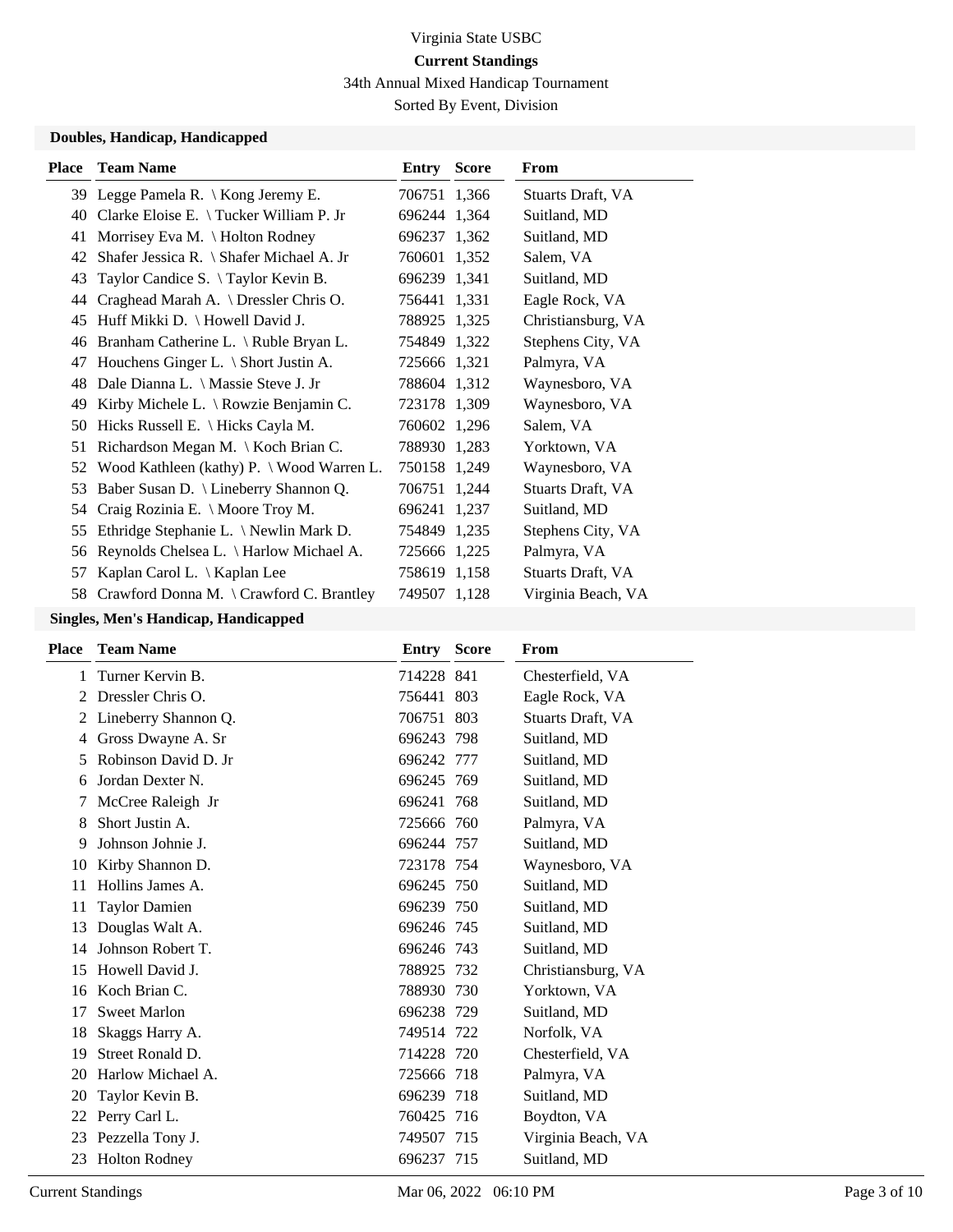Virginia State USBC

**Current Standings**

34th Annual Mixed Handicap Tournament

Sorted By Event, Division

### Doubles, Handicap, Handicapped

| Place | Team Name | Entry | Score | From |
|---|---|---|---|---|
| 39 | Legge Pamela R. \ Kong Jeremy E. | 706751 | 1,366 | Stuarts Draft, VA |
| 40 | Clarke Eloise E. \ Tucker William P. Jr | 696244 | 1,364 | Suitland, MD |
| 41 | Morrisey Eva M. \ Holton Rodney | 696237 | 1,362 | Suitland, MD |
| 42 | Shafer Jessica R. \ Shafer Michael A. Jr | 760601 | 1,352 | Salem, VA |
| 43 | Taylor Candice S. \ Taylor Kevin B. | 696239 | 1,341 | Suitland, MD |
| 44 | Craghead Marah A. \ Dressler Chris O. | 756441 | 1,331 | Eagle Rock, VA |
| 45 | Huff Mikki D. \ Howell David J. | 788925 | 1,325 | Christiansburg, VA |
| 46 | Branham Catherine L. \ Ruble Bryan L. | 754849 | 1,322 | Stephens City, VA |
| 47 | Houchens Ginger L. \ Short Justin A. | 725666 | 1,321 | Palmyra, VA |
| 48 | Dale Dianna L. \ Massie Steve J. Jr | 788604 | 1,312 | Waynesboro, VA |
| 49 | Kirby Michele L. \ Rowzie Benjamin C. | 723178 | 1,309 | Waynesboro, VA |
| 50 | Hicks Russell E. \ Hicks Cayla M. | 760602 | 1,296 | Salem, VA |
| 51 | Richardson Megan M. \ Koch Brian C. | 788930 | 1,283 | Yorktown, VA |
| 52 | Wood Kathleen (kathy) P. \ Wood Warren L. | 750158 | 1,249 | Waynesboro, VA |
| 53 | Baber Susan D. \ Lineberry Shannon Q. | 706751 | 1,244 | Stuarts Draft, VA |
| 54 | Craig Rozinia E. \ Moore Troy M. | 696241 | 1,237 | Suitland, MD |
| 55 | Ethridge Stephanie L. \ Newlin Mark D. | 754849 | 1,235 | Stephens City, VA |
| 56 | Reynolds Chelsea L. \ Harlow Michael A. | 725666 | 1,225 | Palmyra, VA |
| 57 | Kaplan Carol L. \ Kaplan Lee | 758619 | 1,158 | Stuarts Draft, VA |
| 58 | Crawford Donna M. \ Crawford C. Brantley | 749507 | 1,128 | Virginia Beach, VA |

### Singles, Men's Handicap, Handicapped

| Place | Team Name | Entry | Score | From |
|---|---|---|---|---|
| 1 | Turner Kervin B. | 714228 | 841 | Chesterfield, VA |
| 2 | Dressler Chris O. | 756441 | 803 | Eagle Rock, VA |
| 2 | Lineberry Shannon Q. | 706751 | 803 | Stuarts Draft, VA |
| 4 | Gross Dwayne A. Sr | 696243 | 798 | Suitland, MD |
| 5 | Robinson David D. Jr | 696242 | 777 | Suitland, MD |
| 6 | Jordan Dexter N. | 696245 | 769 | Suitland, MD |
| 7 | McCree Raleigh Jr | 696241 | 768 | Suitland, MD |
| 8 | Short Justin A. | 725666 | 760 | Palmyra, VA |
| 9 | Johnson Johnie J. | 696244 | 757 | Suitland, MD |
| 10 | Kirby Shannon D. | 723178 | 754 | Waynesboro, VA |
| 11 | Hollins James A. | 696245 | 750 | Suitland, MD |
| 11 | Taylor Damien | 696239 | 750 | Suitland, MD |
| 13 | Douglas Walt A. | 696246 | 745 | Suitland, MD |
| 14 | Johnson Robert T. | 696246 | 743 | Suitland, MD |
| 15 | Howell David J. | 788925 | 732 | Christiansburg, VA |
| 16 | Koch Brian C. | 788930 | 730 | Yorktown, VA |
| 17 | Sweet Marlon | 696238 | 729 | Suitland, MD |
| 18 | Skaggs Harry A. | 749514 | 722 | Norfolk, VA |
| 19 | Street Ronald D. | 714228 | 720 | Chesterfield, VA |
| 20 | Harlow Michael A. | 725666 | 718 | Palmyra, VA |
| 20 | Taylor Kevin B. | 696239 | 718 | Suitland, MD |
| 22 | Perry Carl L. | 760425 | 716 | Boydton, VA |
| 23 | Pezzella Tony J. | 749507 | 715 | Virginia Beach, VA |
| 23 | Holton Rodney | 696237 | 715 | Suitland, MD |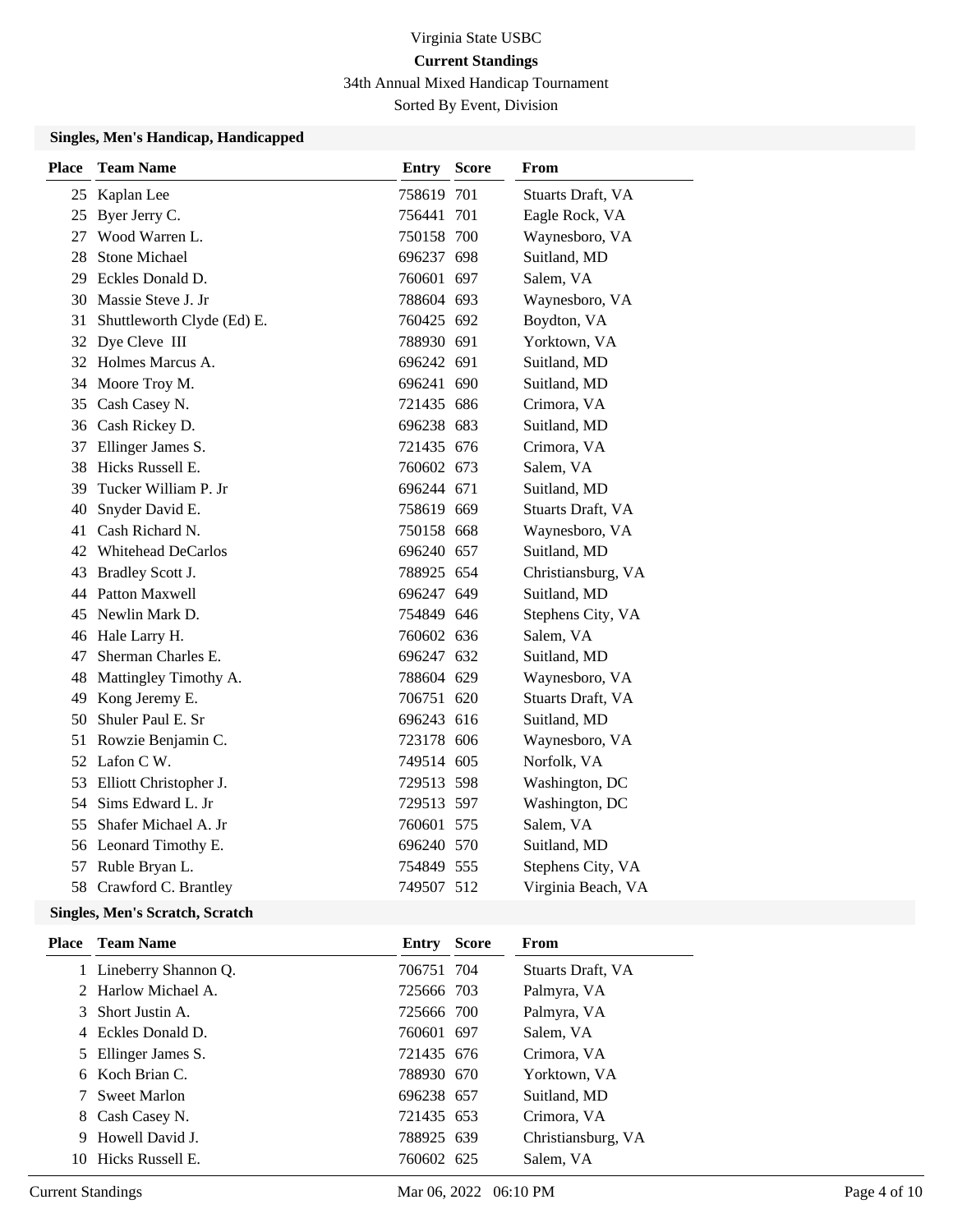Virginia State USBC

**Current Standings**

34th Annual Mixed Handicap Tournament

Sorted By Event, Division

### Singles, Men's Handicap, Handicapped

| Place | Team Name | Entry | Score | From |
|---|---|---|---|---|
| 25 | Kaplan Lee | 758619 | 701 | Stuarts Draft, VA |
| 25 | Byer Jerry C. | 756441 | 701 | Eagle Rock, VA |
| 27 | Wood Warren L. | 750158 | 700 | Waynesboro, VA |
| 28 | Stone Michael | 696237 | 698 | Suitland, MD |
| 29 | Eckles Donald D. | 760601 | 697 | Salem, VA |
| 30 | Massie Steve J. Jr | 788604 | 693 | Waynesboro, VA |
| 31 | Shuttleworth Clyde (Ed) E. | 760425 | 692 | Boydton, VA |
| 32 | Dye Cleve III | 788930 | 691 | Yorktown, VA |
| 32 | Holmes Marcus A. | 696242 | 691 | Suitland, MD |
| 34 | Moore Troy M. | 696241 | 690 | Suitland, MD |
| 35 | Cash Casey N. | 721435 | 686 | Crimora, VA |
| 36 | Cash Rickey D. | 696238 | 683 | Suitland, MD |
| 37 | Ellinger James S. | 721435 | 676 | Crimora, VA |
| 38 | Hicks Russell E. | 760602 | 673 | Salem, VA |
| 39 | Tucker William P. Jr | 696244 | 671 | Suitland, MD |
| 40 | Snyder David E. | 758619 | 669 | Stuarts Draft, VA |
| 41 | Cash Richard N. | 750158 | 668 | Waynesboro, VA |
| 42 | Whitehead DeCarlos | 696240 | 657 | Suitland, MD |
| 43 | Bradley Scott J. | 788925 | 654 | Christiansburg, VA |
| 44 | Patton Maxwell | 696247 | 649 | Suitland, MD |
| 45 | Newlin Mark D. | 754849 | 646 | Stephens City, VA |
| 46 | Hale Larry H. | 760602 | 636 | Salem, VA |
| 47 | Sherman Charles E. | 696247 | 632 | Suitland, MD |
| 48 | Mattingley Timothy A. | 788604 | 629 | Waynesboro, VA |
| 49 | Kong Jeremy E. | 706751 | 620 | Stuarts Draft, VA |
| 50 | Shuler Paul E. Sr | 696243 | 616 | Suitland, MD |
| 51 | Rowzie Benjamin C. | 723178 | 606 | Waynesboro, VA |
| 52 | Lafon C W. | 749514 | 605 | Norfolk, VA |
| 53 | Elliott Christopher J. | 729513 | 598 | Washington, DC |
| 54 | Sims Edward L. Jr | 729513 | 597 | Washington, DC |
| 55 | Shafer Michael A. Jr | 760601 | 575 | Salem, VA |
| 56 | Leonard Timothy E. | 696240 | 570 | Suitland, MD |
| 57 | Ruble Bryan L. | 754849 | 555 | Stephens City, VA |
| 58 | Crawford C. Brantley | 749507 | 512 | Virginia Beach, VA |

### Singles, Men's Scratch, Scratch

| Place | Team Name | Entry | Score | From |
|---|---|---|---|---|
| 1 | Lineberry Shannon Q. | 706751 | 704 | Stuarts Draft, VA |
| 2 | Harlow Michael A. | 725666 | 703 | Palmyra, VA |
| 3 | Short Justin A. | 725666 | 700 | Palmyra, VA |
| 4 | Eckles Donald D. | 760601 | 697 | Salem, VA |
| 5 | Ellinger James S. | 721435 | 676 | Crimora, VA |
| 6 | Koch Brian C. | 788930 | 670 | Yorktown, VA |
| 7 | Sweet Marlon | 696238 | 657 | Suitland, MD |
| 8 | Cash Casey N. | 721435 | 653 | Crimora, VA |
| 9 | Howell David J. | 788925 | 639 | Christiansburg, VA |
| 10 | Hicks Russell E. | 760602 | 625 | Salem, VA |

Current Standings Mar 06, 2022 06:10 PM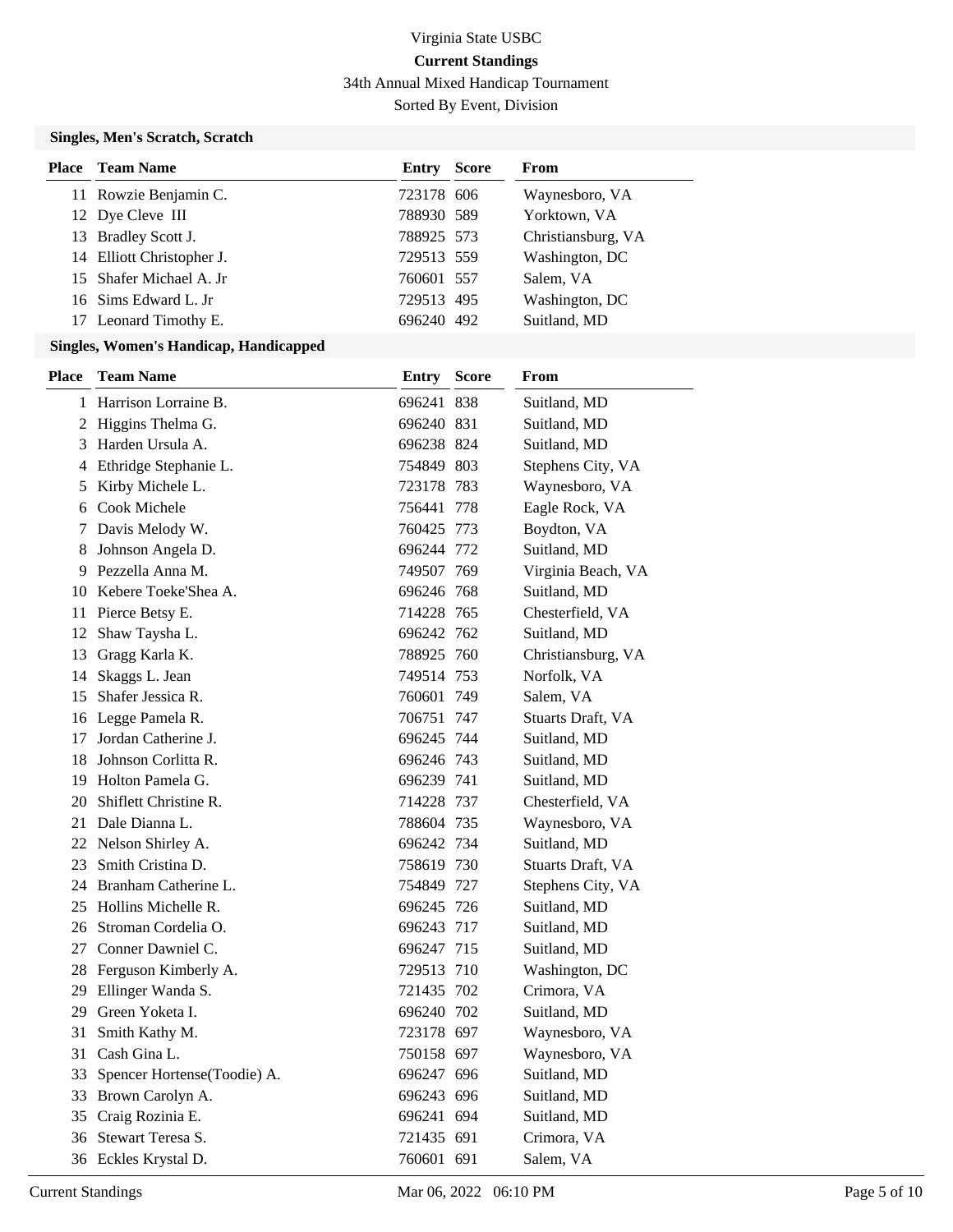# Virginia State USBC

**Current Standings**

34th Annual Mixed Handicap Tournament

Sorted By Event, Division

### Singles, Men's Scratch, Scratch

| Place | Team Name | Entry | Score | From |
|---|---|---|---|---|
| 11 | Rowzie Benjamin C. | 723178 | 606 | Waynesboro, VA |
| 12 | Dye Cleve III | 788930 | 589 | Yorktown, VA |
| 13 | Bradley Scott J. | 788925 | 573 | Christiansburg, VA |
| 14 | Elliott Christopher J. | 729513 | 559 | Washington, DC |
| 15 | Shafer Michael A. Jr | 760601 | 557 | Salem, VA |
| 16 | Sims Edward L. Jr | 729513 | 495 | Washington, DC |
| 17 | Leonard Timothy E. | 696240 | 492 | Suitland, MD |

### Singles, Women's Handicap, Handicapped

| Place | Team Name | Entry | Score | From |
|---|---|---|---|---|
| 1 | Harrison Lorraine B. | 696241 | 838 | Suitland, MD |
| 2 | Higgins Thelma G. | 696240 | 831 | Suitland, MD |
| 3 | Harden Ursula A. | 696238 | 824 | Suitland, MD |
| 4 | Ethridge Stephanie L. | 754849 | 803 | Stephens City, VA |
| 5 | Kirby Michele L. | 723178 | 783 | Waynesboro, VA |
| 6 | Cook Michele | 756441 | 778 | Eagle Rock, VA |
| 7 | Davis Melody W. | 760425 | 773 | Boydton, VA |
| 8 | Johnson Angela D. | 696244 | 772 | Suitland, MD |
| 9 | Pezzella Anna M. | 749507 | 769 | Virginia Beach, VA |
| 10 | Kebere Toeke'Shea A. | 696246 | 768 | Suitland, MD |
| 11 | Pierce Betsy E. | 714228 | 765 | Chesterfield, VA |
| 12 | Shaw Taysha L. | 696242 | 762 | Suitland, MD |
| 13 | Gragg Karla K. | 788925 | 760 | Christiansburg, VA |
| 14 | Skaggs L. Jean | 749514 | 753 | Norfolk, VA |
| 15 | Shafer Jessica R. | 760601 | 749 | Salem, VA |
| 16 | Legge Pamela R. | 706751 | 747 | Stuarts Draft, VA |
| 17 | Jordan Catherine J. | 696245 | 744 | Suitland, MD |
| 18 | Johnson Corlitta R. | 696246 | 743 | Suitland, MD |
| 19 | Holton Pamela G. | 696239 | 741 | Suitland, MD |
| 20 | Shiflett Christine R. | 714228 | 737 | Chesterfield, VA |
| 21 | Dale Dianna L. | 788604 | 735 | Waynesboro, VA |
| 22 | Nelson Shirley A. | 696242 | 734 | Suitland, MD |
| 23 | Smith Cristina D. | 758619 | 730 | Stuarts Draft, VA |
| 24 | Branham Catherine L. | 754849 | 727 | Stephens City, VA |
| 25 | Hollins Michelle R. | 696245 | 726 | Suitland, MD |
| 26 | Stroman Cordelia O. | 696243 | 717 | Suitland, MD |
| 27 | Conner Dawniel C. | 696247 | 715 | Suitland, MD |
| 28 | Ferguson Kimberly A. | 729513 | 710 | Washington, DC |
| 29 | Ellinger Wanda S. | 721435 | 702 | Crimora, VA |
| 29 | Green Yoketa I. | 696240 | 702 | Suitland, MD |
| 31 | Smith Kathy M. | 723178 | 697 | Waynesboro, VA |
| 31 | Cash Gina L. | 750158 | 697 | Waynesboro, VA |
| 33 | Spencer Hortense(Toodie) A. | 696247 | 696 | Suitland, MD |
| 33 | Brown Carolyn A. | 696243 | 696 | Suitland, MD |
| 35 | Craig Rozinia E. | 696241 | 694 | Suitland, MD |
| 36 | Stewart Teresa S. | 721435 | 691 | Crimora, VA |
| 36 | Eckles Krystal D. | 760601 | 691 | Salem, VA |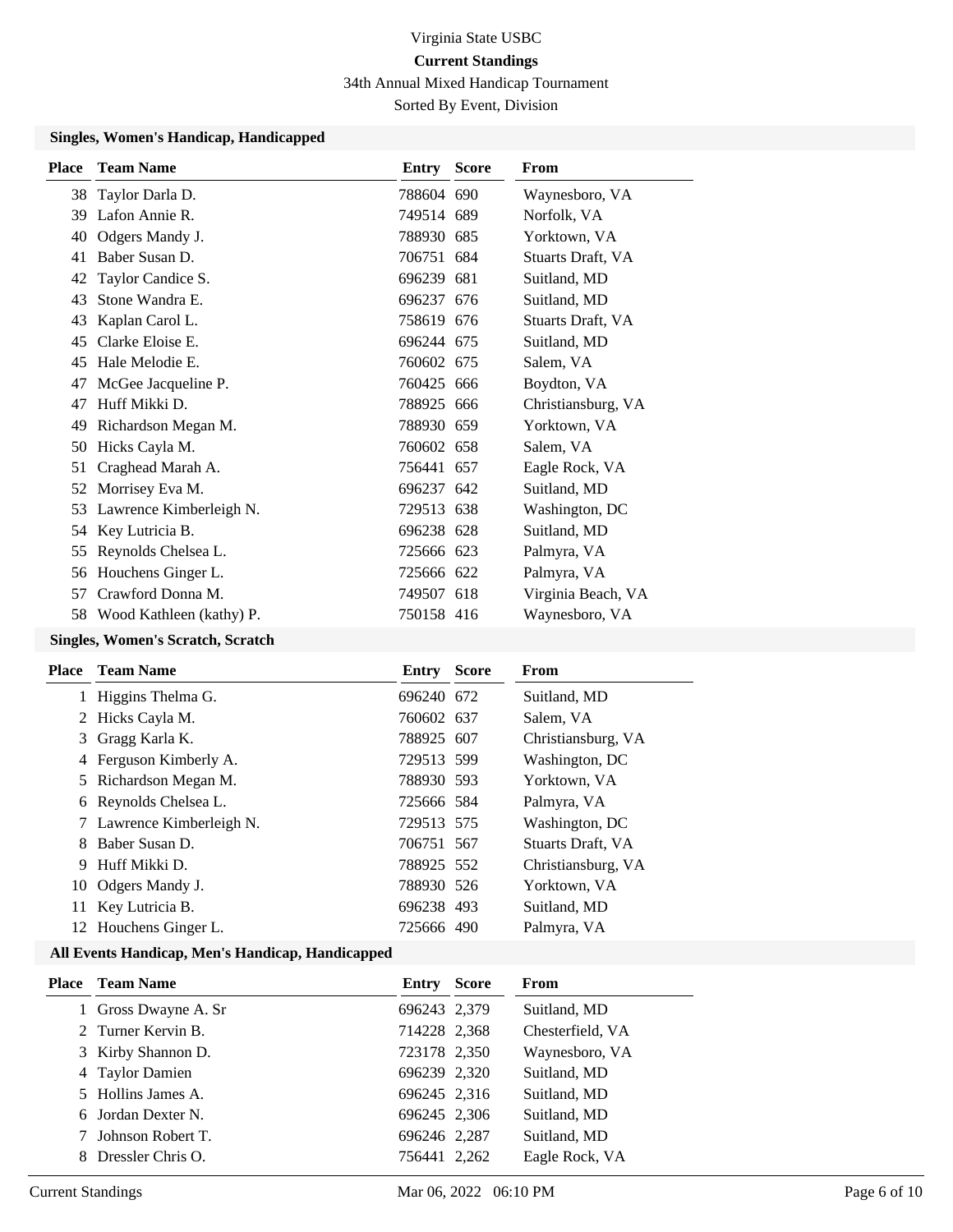Virginia State USBC

**Current Standings**

34th Annual Mixed Handicap Tournament

Sorted By Event, Division

### Singles, Women's Handicap, Handicapped

| Place | Team Name | Entry | Score | From |
|---|---|---|---|---|
| 38 | Taylor Darla D. | 788604 | 690 | Waynesboro, VA |
| 39 | Lafon Annie R. | 749514 | 689 | Norfolk, VA |
| 40 | Odgers Mandy J. | 788930 | 685 | Yorktown, VA |
| 41 | Baber Susan D. | 706751 | 684 | Stuarts Draft, VA |
| 42 | Taylor Candice S. | 696239 | 681 | Suitland, MD |
| 43 | Stone Wandra E. | 696237 | 676 | Suitland, MD |
| 43 | Kaplan Carol L. | 758619 | 676 | Stuarts Draft, VA |
| 45 | Clarke Eloise E. | 696244 | 675 | Suitland, MD |
| 45 | Hale Melodie E. | 760602 | 675 | Salem, VA |
| 47 | McGee Jacqueline P. | 760425 | 666 | Boydton, VA |
| 47 | Huff Mikki D. | 788925 | 666 | Christiansburg, VA |
| 49 | Richardson Megan M. | 788930 | 659 | Yorktown, VA |
| 50 | Hicks Cayla M. | 760602 | 658 | Salem, VA |
| 51 | Craghead Marah A. | 756441 | 657 | Eagle Rock, VA |
| 52 | Morrisey Eva M. | 696237 | 642 | Suitland, MD |
| 53 | Lawrence Kimberleigh N. | 729513 | 638 | Washington, DC |
| 54 | Key Lutricia B. | 696238 | 628 | Suitland, MD |
| 55 | Reynolds Chelsea L. | 725666 | 623 | Palmyra, VA |
| 56 | Houchens Ginger L. | 725666 | 622 | Palmyra, VA |
| 57 | Crawford Donna M. | 749507 | 618 | Virginia Beach, VA |
| 58 | Wood Kathleen (kathy) P. | 750158 | 416 | Waynesboro, VA |

### Singles, Women's Scratch, Scratch

| Place | Team Name | Entry | Score | From |
|---|---|---|---|---|
| 1 | Higgins Thelma G. | 696240 | 672 | Suitland, MD |
| 2 | Hicks Cayla M. | 760602 | 637 | Salem, VA |
| 3 | Gragg Karla K. | 788925 | 607 | Christiansburg, VA |
| 4 | Ferguson Kimberly A. | 729513 | 599 | Washington, DC |
| 5 | Richardson Megan M. | 788930 | 593 | Yorktown, VA |
| 6 | Reynolds Chelsea L. | 725666 | 584 | Palmyra, VA |
| 7 | Lawrence Kimberleigh N. | 729513 | 575 | Washington, DC |
| 8 | Baber Susan D. | 706751 | 567 | Stuarts Draft, VA |
| 9 | Huff Mikki D. | 788925 | 552 | Christiansburg, VA |
| 10 | Odgers Mandy J. | 788930 | 526 | Yorktown, VA |
| 11 | Key Lutricia B. | 696238 | 493 | Suitland, MD |
| 12 | Houchens Ginger L. | 725666 | 490 | Palmyra, VA |

### All Events Handicap, Men's Handicap, Handicapped

| Place | Team Name | Entry | Score | From |
|---|---|---|---|---|
| 1 | Gross Dwayne A. Sr | 696243 | 2,379 | Suitland, MD |
| 2 | Turner Kervin B. | 714228 | 2,368 | Chesterfield, VA |
| 3 | Kirby Shannon D. | 723178 | 2,350 | Waynesboro, VA |
| 4 | Taylor Damien | 696239 | 2,320 | Suitland, MD |
| 5 | Hollins James A. | 696245 | 2,316 | Suitland, MD |
| 6 | Jordan Dexter N. | 696245 | 2,306 | Suitland, MD |
| 7 | Johnson Robert T. | 696246 | 2,287 | Suitland, MD |
| 8 | Dressler Chris O. | 756441 | 2,262 | Eagle Rock, VA |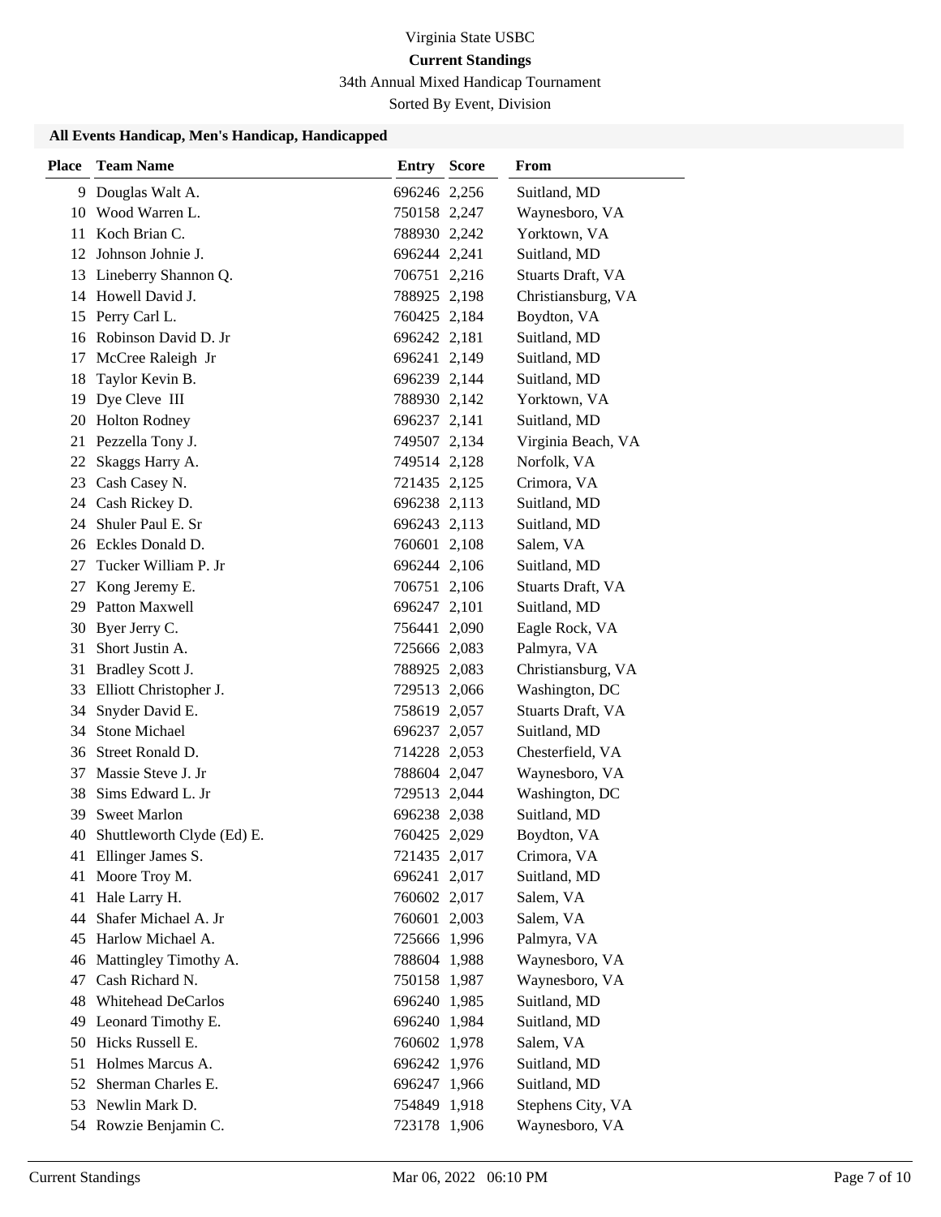Virginia State USBC

**Current Standings**

34th Annual Mixed Handicap Tournament

Sorted By Event, Division

### All Events Handicap, Men's Handicap, Handicapped

| Place | Team Name | Entry | Score | From |
|---|---|---|---|---|
| 9 | Douglas Walt A. | 696246 | 2,256 | Suitland, MD |
| 10 | Wood Warren L. | 750158 | 2,247 | Waynesboro, VA |
| 11 | Koch Brian C. | 788930 | 2,242 | Yorktown, VA |
| 12 | Johnson Johnie J. | 696244 | 2,241 | Suitland, MD |
| 13 | Lineberry Shannon Q. | 706751 | 2,216 | Stuarts Draft, VA |
| 14 | Howell David J. | 788925 | 2,198 | Christiansburg, VA |
| 15 | Perry Carl L. | 760425 | 2,184 | Boydton, VA |
| 16 | Robinson David D. Jr | 696242 | 2,181 | Suitland, MD |
| 17 | McCree Raleigh Jr | 696241 | 2,149 | Suitland, MD |
| 18 | Taylor Kevin B. | 696239 | 2,144 | Suitland, MD |
| 19 | Dye Cleve III | 788930 | 2,142 | Yorktown, VA |
| 20 | Holton Rodney | 696237 | 2,141 | Suitland, MD |
| 21 | Pezzella Tony J. | 749507 | 2,134 | Virginia Beach, VA |
| 22 | Skaggs Harry A. | 749514 | 2,128 | Norfolk, VA |
| 23 | Cash Casey N. | 721435 | 2,125 | Crimora, VA |
| 24 | Cash Rickey D. | 696238 | 2,113 | Suitland, MD |
| 24 | Shuler Paul E. Sr | 696243 | 2,113 | Suitland, MD |
| 26 | Eckles Donald D. | 760601 | 2,108 | Salem, VA |
| 27 | Tucker William P. Jr | 696244 | 2,106 | Suitland, MD |
| 27 | Kong Jeremy E. | 706751 | 2,106 | Stuarts Draft, VA |
| 29 | Patton Maxwell | 696247 | 2,101 | Suitland, MD |
| 30 | Byer Jerry C. | 756441 | 2,090 | Eagle Rock, VA |
| 31 | Short Justin A. | 725666 | 2,083 | Palmyra, VA |
| 31 | Bradley Scott J. | 788925 | 2,083 | Christiansburg, VA |
| 33 | Elliott Christopher J. | 729513 | 2,066 | Washington, DC |
| 34 | Snyder David E. | 758619 | 2,057 | Stuarts Draft, VA |
| 34 | Stone Michael | 696237 | 2,057 | Suitland, MD |
| 36 | Street Ronald D. | 714228 | 2,053 | Chesterfield, VA |
| 37 | Massie Steve J. Jr | 788604 | 2,047 | Waynesboro, VA |
| 38 | Sims Edward L. Jr | 729513 | 2,044 | Washington, DC |
| 39 | Sweet Marlon | 696238 | 2,038 | Suitland, MD |
| 40 | Shuttleworth Clyde (Ed) E. | 760425 | 2,029 | Boydton, VA |
| 41 | Ellinger James S. | 721435 | 2,017 | Crimora, VA |
| 41 | Moore Troy M. | 696241 | 2,017 | Suitland, MD |
| 41 | Hale Larry H. | 760602 | 2,017 | Salem, VA |
| 44 | Shafer Michael A. Jr | 760601 | 2,003 | Salem, VA |
| 45 | Harlow Michael A. | 725666 | 1,996 | Palmyra, VA |
| 46 | Mattingley Timothy A. | 788604 | 1,988 | Waynesboro, VA |
| 47 | Cash Richard N. | 750158 | 1,987 | Waynesboro, VA |
| 48 | Whitehead DeCarlos | 696240 | 1,985 | Suitland, MD |
| 49 | Leonard Timothy E. | 696240 | 1,984 | Suitland, MD |
| 50 | Hicks Russell E. | 760602 | 1,978 | Salem, VA |
| 51 | Holmes Marcus A. | 696242 | 1,976 | Suitland, MD |
| 52 | Sherman Charles E. | 696247 | 1,966 | Suitland, MD |
| 53 | Newlin Mark D. | 754849 | 1,918 | Stephens City, VA |
| 54 | Rowzie Benjamin C. | 723178 | 1,906 | Waynesboro, VA |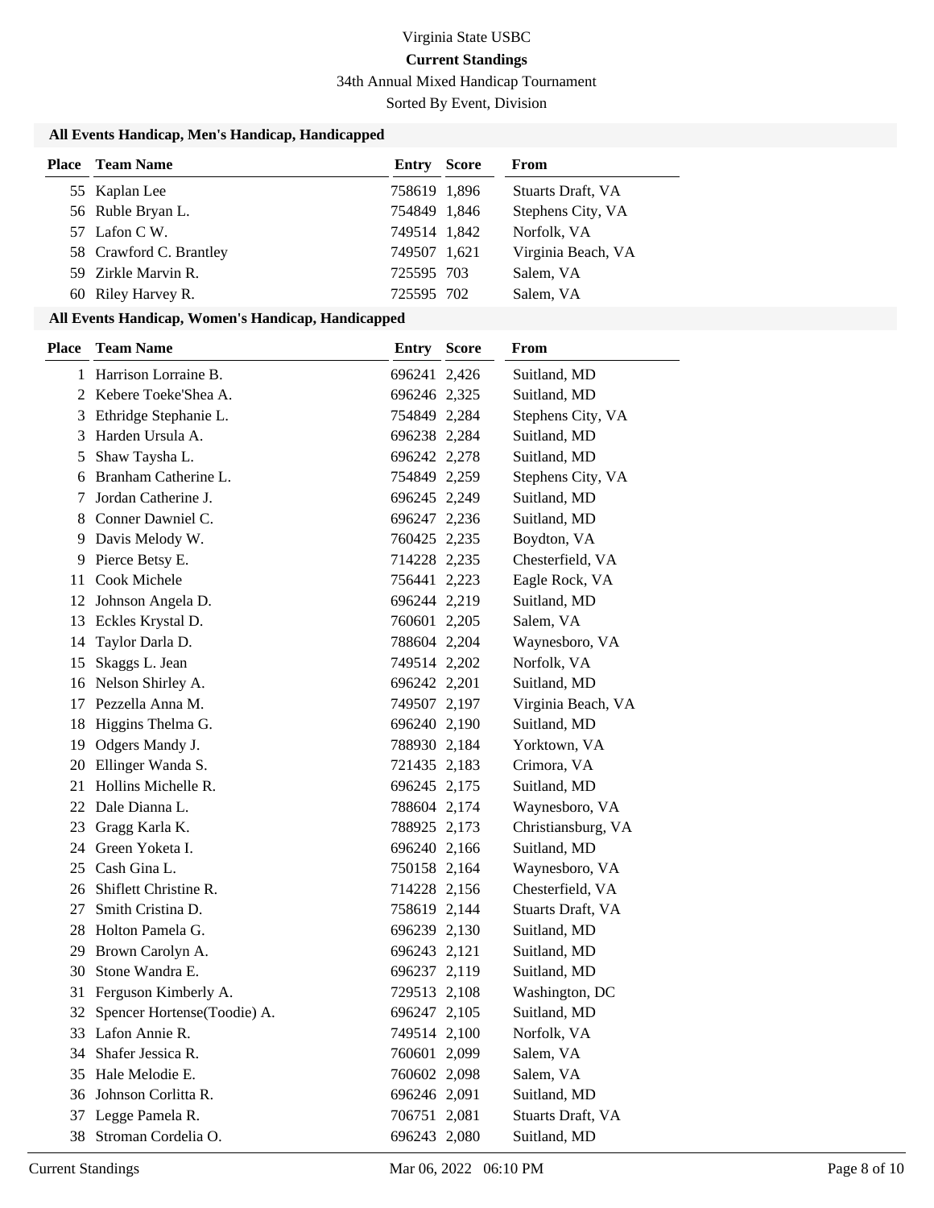Virginia State USBC

**Current Standings**

34th Annual Mixed Handicap Tournament

Sorted By Event, Division

### All Events Handicap, Men's Handicap, Handicapped

| Place | Team Name | Entry | Score | From |
|---|---|---|---|---|
| 55 | Kaplan Lee | 758619 | 1,896 | Stuarts Draft, VA |
| 56 | Ruble Bryan L. | 754849 | 1,846 | Stephens City, VA |
| 57 | Lafon C W. | 749514 | 1,842 | Norfolk, VA |
| 58 | Crawford C. Brantley | 749507 | 1,621 | Virginia Beach, VA |
| 59 | Zirkle Marvin R. | 725595 | 703 | Salem, VA |
| 60 | Riley Harvey R. | 725595 | 702 | Salem, VA |

### All Events Handicap, Women's Handicap, Handicapped

| Place | Team Name | Entry | Score | From |
|---|---|---|---|---|
| 1 | Harrison Lorraine B. | 696241 | 2,426 | Suitland, MD |
| 2 | Kebere Toeke'Shea A. | 696246 | 2,325 | Suitland, MD |
| 3 | Ethridge Stephanie L. | 754849 | 2,284 | Stephens City, VA |
| 3 | Harden Ursula A. | 696238 | 2,284 | Suitland, MD |
| 5 | Shaw Taysha L. | 696242 | 2,278 | Suitland, MD |
| 6 | Branham Catherine L. | 754849 | 2,259 | Stephens City, VA |
| 7 | Jordan Catherine J. | 696245 | 2,249 | Suitland, MD |
| 8 | Conner Dawniel C. | 696247 | 2,236 | Suitland, MD |
| 9 | Davis Melody W. | 760425 | 2,235 | Boydton, VA |
| 9 | Pierce Betsy E. | 714228 | 2,235 | Chesterfield, VA |
| 11 | Cook Michele | 756441 | 2,223 | Eagle Rock, VA |
| 12 | Johnson Angela D. | 696244 | 2,219 | Suitland, MD |
| 13 | Eckles Krystal D. | 760601 | 2,205 | Salem, VA |
| 14 | Taylor Darla D. | 788604 | 2,204 | Waynesboro, VA |
| 15 | Skaggs L. Jean | 749514 | 2,202 | Norfolk, VA |
| 16 | Nelson Shirley A. | 696242 | 2,201 | Suitland, MD |
| 17 | Pezzella Anna M. | 749507 | 2,197 | Virginia Beach, VA |
| 18 | Higgins Thelma G. | 696240 | 2,190 | Suitland, MD |
| 19 | Odgers Mandy J. | 788930 | 2,184 | Yorktown, VA |
| 20 | Ellinger Wanda S. | 721435 | 2,183 | Crimora, VA |
| 21 | Hollins Michelle R. | 696245 | 2,175 | Suitland, MD |
| 22 | Dale Dianna L. | 788604 | 2,174 | Waynesboro, VA |
| 23 | Gragg Karla K. | 788925 | 2,173 | Christiansburg, VA |
| 24 | Green Yoketa I. | 696240 | 2,166 | Suitland, MD |
| 25 | Cash Gina L. | 750158 | 2,164 | Waynesboro, VA |
| 26 | Shiflett Christine R. | 714228 | 2,156 | Chesterfield, VA |
| 27 | Smith Cristina D. | 758619 | 2,144 | Stuarts Draft, VA |
| 28 | Holton Pamela G. | 696239 | 2,130 | Suitland, MD |
| 29 | Brown Carolyn A. | 696243 | 2,121 | Suitland, MD |
| 30 | Stone Wandra E. | 696237 | 2,119 | Suitland, MD |
| 31 | Ferguson Kimberly A. | 729513 | 2,108 | Washington, DC |
| 32 | Spencer Hortense(Toodie) A. | 696247 | 2,105 | Suitland, MD |
| 33 | Lafon Annie R. | 749514 | 2,100 | Norfolk, VA |
| 34 | Shafer Jessica R. | 760601 | 2,099 | Salem, VA |
| 35 | Hale Melodie E. | 760602 | 2,098 | Salem, VA |
| 36 | Johnson Corlitta R. | 696246 | 2,091 | Suitland, MD |
| 37 | Legge Pamela R. | 706751 | 2,081 | Stuarts Draft, VA |
| 38 | Stroman Cordelia O. | 696243 | 2,080 | Suitland, MD |

Current Standings Mar 06, 2022 06:10 PM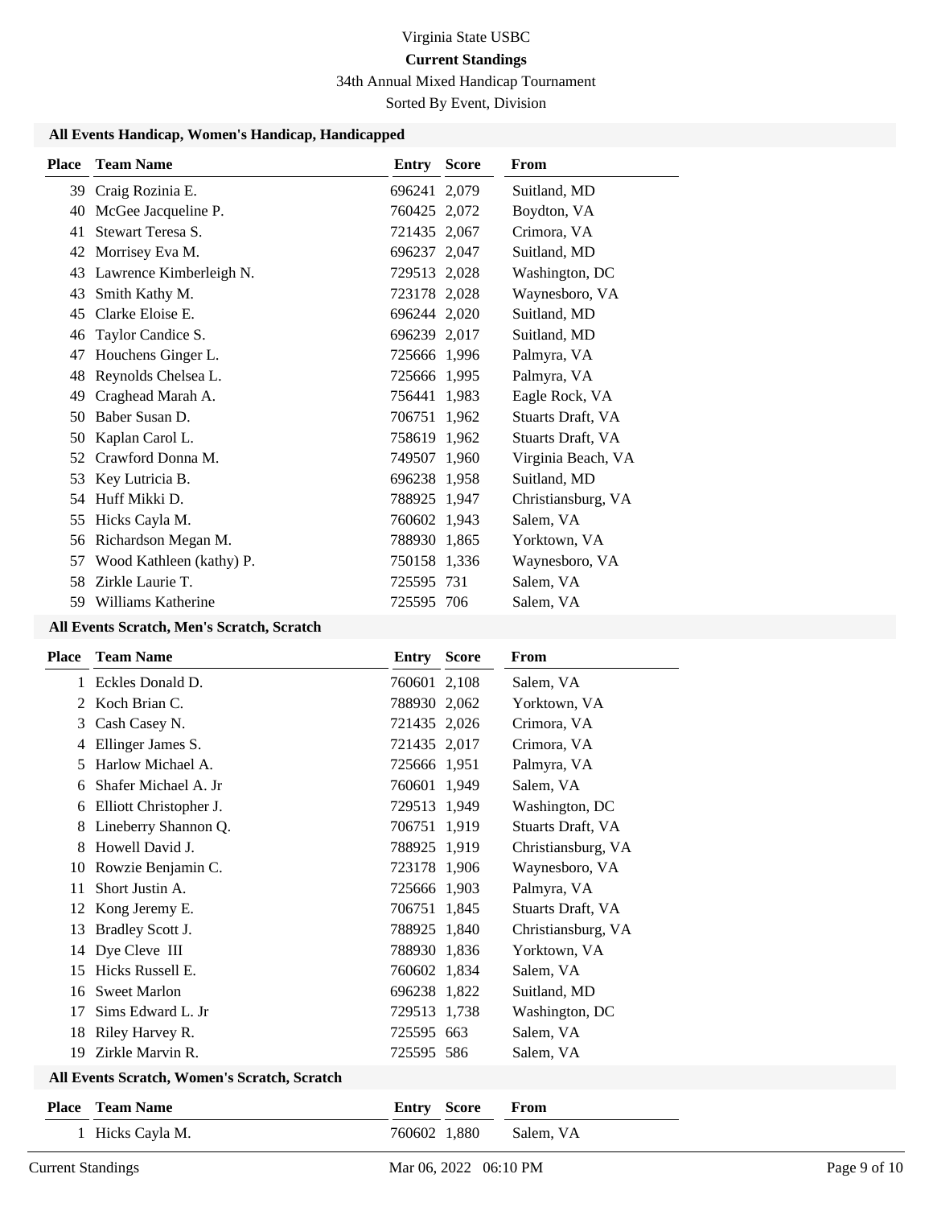Virginia State USBC

**Current Standings**

34th Annual Mixed Handicap Tournament

Sorted By Event, Division

### All Events Handicap, Women's Handicap, Handicapped

| Place | Team Name | Entry | Score | From |
|---|---|---|---|---|
| 39 | Craig Rozinia E. | 696241 | 2,079 | Suitland, MD |
| 40 | McGee Jacqueline P. | 760425 | 2,072 | Boydton, VA |
| 41 | Stewart Teresa S. | 721435 | 2,067 | Crimora, VA |
| 42 | Morrisey Eva M. | 696237 | 2,047 | Suitland, MD |
| 43 | Lawrence Kimberleigh N. | 729513 | 2,028 | Washington, DC |
| 43 | Smith Kathy M. | 723178 | 2,028 | Waynesboro, VA |
| 45 | Clarke Eloise E. | 696244 | 2,020 | Suitland, MD |
| 46 | Taylor Candice S. | 696239 | 2,017 | Suitland, MD |
| 47 | Houchens Ginger L. | 725666 | 1,996 | Palmyra, VA |
| 48 | Reynolds Chelsea L. | 725666 | 1,995 | Palmyra, VA |
| 49 | Craghead Marah A. | 756441 | 1,983 | Eagle Rock, VA |
| 50 | Baber Susan D. | 706751 | 1,962 | Stuarts Draft, VA |
| 50 | Kaplan Carol L. | 758619 | 1,962 | Stuarts Draft, VA |
| 52 | Crawford Donna M. | 749507 | 1,960 | Virginia Beach, VA |
| 53 | Key Lutricia B. | 696238 | 1,958 | Suitland, MD |
| 54 | Huff Mikki D. | 788925 | 1,947 | Christiansburg, VA |
| 55 | Hicks Cayla M. | 760602 | 1,943 | Salem, VA |
| 56 | Richardson Megan M. | 788930 | 1,865 | Yorktown, VA |
| 57 | Wood Kathleen (kathy) P. | 750158 | 1,336 | Waynesboro, VA |
| 58 | Zirkle Laurie T. | 725595 | 731 | Salem, VA |
| 59 | Williams Katherine | 725595 | 706 | Salem, VA |

### All Events Scratch, Men's Scratch, Scratch

| Place | Team Name | Entry | Score | From |
|---|---|---|---|---|
| 1 | Eckles Donald D. | 760601 | 2,108 | Salem, VA |
| 2 | Koch Brian C. | 788930 | 2,062 | Yorktown, VA |
| 3 | Cash Casey N. | 721435 | 2,026 | Crimora, VA |
| 4 | Ellinger James S. | 721435 | 2,017 | Crimora, VA |
| 5 | Harlow Michael A. | 725666 | 1,951 | Palmyra, VA |
| 6 | Shafer Michael A. Jr | 760601 | 1,949 | Salem, VA |
| 6 | Elliott Christopher J. | 729513 | 1,949 | Washington, DC |
| 8 | Lineberry Shannon Q. | 706751 | 1,919 | Stuarts Draft, VA |
| 8 | Howell David J. | 788925 | 1,919 | Christiansburg, VA |
| 10 | Rowzie Benjamin C. | 723178 | 1,906 | Waynesboro, VA |
| 11 | Short Justin A. | 725666 | 1,903 | Palmyra, VA |
| 12 | Kong Jeremy E. | 706751 | 1,845 | Stuarts Draft, VA |
| 13 | Bradley Scott J. | 788925 | 1,840 | Christiansburg, VA |
| 14 | Dye Cleve III | 788930 | 1,836 | Yorktown, VA |
| 15 | Hicks Russell E. | 760602 | 1,834 | Salem, VA |
| 16 | Sweet Marlon | 696238 | 1,822 | Suitland, MD |
| 17 | Sims Edward L. Jr | 729513 | 1,738 | Washington, DC |
| 18 | Riley Harvey R. | 725595 | 663 | Salem, VA |
| 19 | Zirkle Marvin R. | 725595 | 586 | Salem, VA |

### All Events Scratch, Women's Scratch, Scratch

| Place | Team Name | Entry | Score | From |
|---|---|---|---|---|
| 1 | Hicks Cayla M. | 760602 | 1,880 | Salem, VA |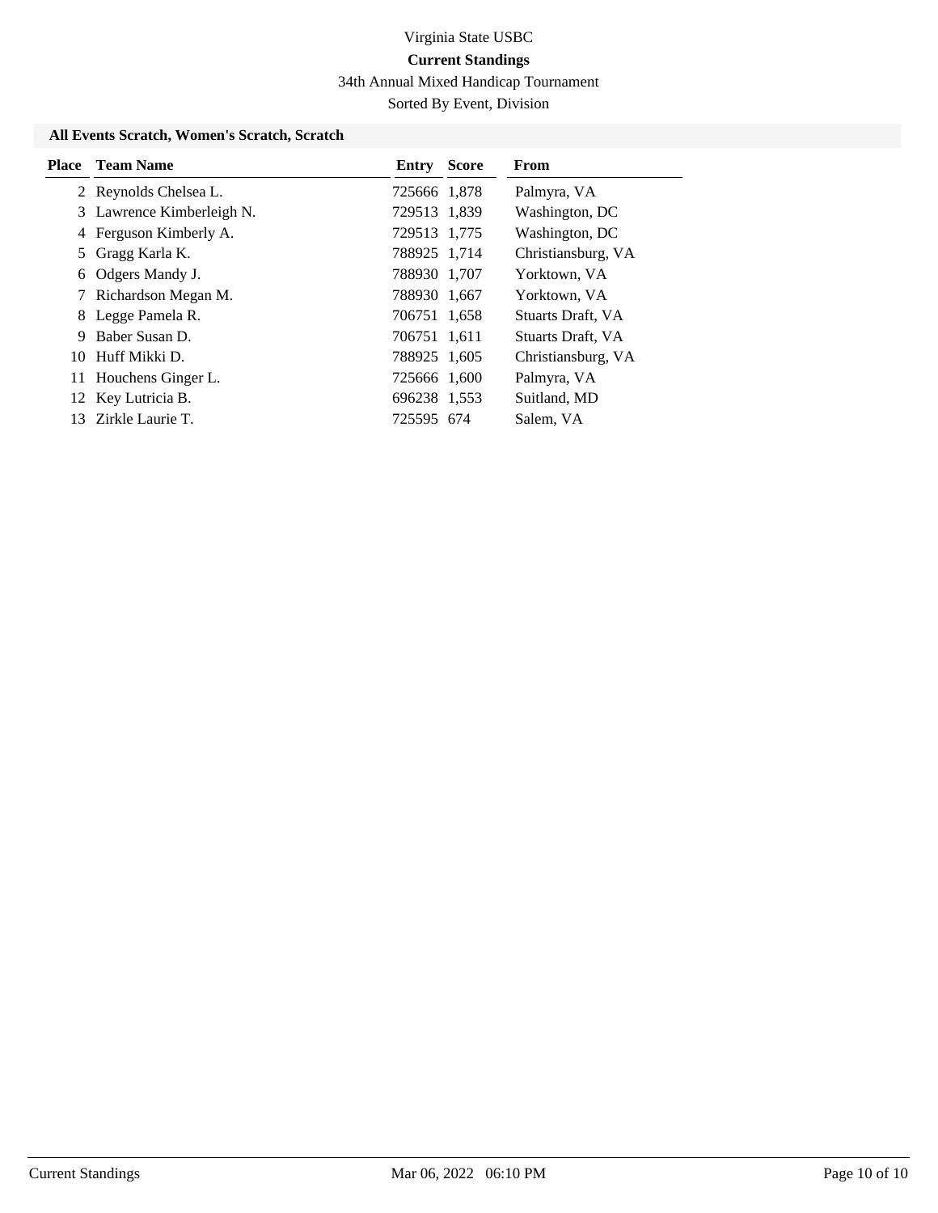Virginia State USBC

**Current Standings**

34th Annual Mixed Handicap Tournament

Sorted By Event, Division

### All Events Scratch, Women's Scratch, Scratch

| Place | Team Name | Entry | Score | From |
|---|---|---|---|---|
| 2 | Reynolds Chelsea L. | 725666 | 1,878 | Palmyra, VA |
| 3 | Lawrence Kimberleigh N. | 729513 | 1,839 | Washington, DC |
| 4 | Ferguson Kimberly A. | 729513 | 1,775 | Washington, DC |
| 5 | Gragg Karla K. | 788925 | 1,714 | Christiansburg, VA |
| 6 | Odgers Mandy J. | 788930 | 1,707 | Yorktown, VA |
| 7 | Richardson Megan M. | 788930 | 1,667 | Yorktown, VA |
| 8 | Legge Pamela R. | 706751 | 1,658 | Stuarts Draft, VA |
| 9 | Baber Susan D. | 706751 | 1,611 | Stuarts Draft, VA |
| 10 | Huff Mikki D. | 788925 | 1,605 | Christiansburg, VA |
| 11 | Houchens Ginger L. | 725666 | 1,600 | Palmyra, VA |
| 12 | Key Lutricia B. | 696238 | 1,553 | Suitland, MD |
| 13 | Zirkle Laurie T. | 725595 | 674 | Salem, VA |

Current Standings Mar 06, 2022 06:10 PM